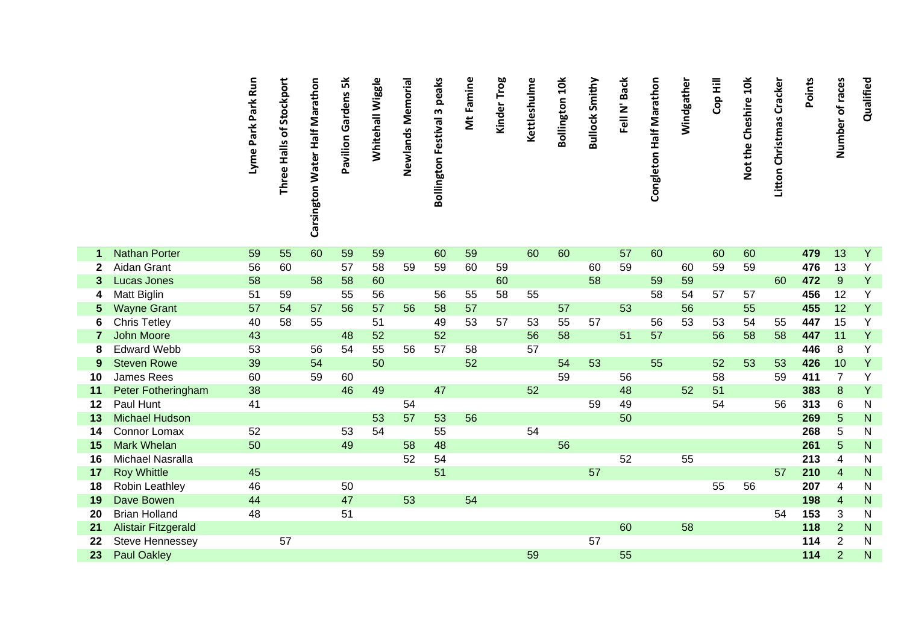| | | Lyme Park Park Run | Three Halls of Stockport | Carsington Water Half Marathon | Pavilion Gardens 5k | Whitehall Wiggle | Newlands Memorial | Bollington Festival 3 peaks | Mt Famine | Kinder Trog | Kettleshulme | Bollington 10k | Bullock Smithy | Fell N' Back | Congleton Half Marathon | Windgather | Cop Hill | Not the Cheshire 10k | Litton Christmas Cracker | Points | Number of races | Qualified |
|---|---|---|---|---|---|---|---|---|---|---|---|---|---|---|---|---|---|---|---|---|---|---|
| **1** | Nathan Porter | 59 | 55 | 60 | 59 | 59 | | 60 | 59 | | 60 | 60 | | 57 | 60 | | 60 | 60 | | **479** | 13 | Y |
| **2** | Aidan Grant | 56 | 60 | | 57 | 58 | 59 | 59 | 60 | 59 | | | 60 | 59 | | 60 | 59 | 59 | | **476** | 13 | Y |
| **3** | Lucas Jones | 58 | | 58 | 58 | 60 | | | | 60 | | | 58 | | 59 | 59 | | | 60 | **472** | 9 | Y |
| **4** | Matt Biglin | 51 | 59 | | 55 | 56 | | 56 | 55 | 58 | 55 | | | | 58 | 54 | 57 | 57 | | **456** | 12 | Y |
| **5** | Wayne Grant | 57 | 54 | 57 | 56 | 57 | 56 | 58 | 57 | | | 57 | | 53 | | 56 | | 55 | | **455** | 12 | Y |
| **6** | Chris Tetley | 40 | 58 | 55 | | 51 | | 49 | 53 | 57 | 53 | 55 | 57 | | 56 | 53 | 53 | 54 | 55 | **447** | 15 | Y |
| **7** | John Moore | 43 | | | 48 | 52 | | 52 | | | 56 | 58 | | 51 | 57 | | 56 | 58 | 58 | **447** | 11 | Y |
| **8** | Edward Webb | 53 | | 56 | 54 | 55 | 56 | 57 | 58 | | 57 | | | | | | | | | **446** | 8 | Y |
| **9** | Steven Rowe | 39 | | 54 | | 50 | | | 52 | | | 54 | 53 | | 55 | | 52 | 53 | 53 | **426** | 10 | Y |
| **10** | James Rees | 60 | | 59 | 60 | | | | | | | 59 | | 56 | | | 58 | | 59 | **411** | 7 | Y |
| **11** | Peter Fotheringham | 38 | | | 46 | 49 | | 47 | | | 52 | | | 48 | | 52 | 51 | | | **383** | 8 | Y |
| **12** | Paul Hunt | 41 | | | | | 54 | | | | | | 59 | 49 | | | 54 | | 56 | **313** | 6 | N |
| **13** | Michael Hudson | | | | | 53 | 57 | 53 | 56 | | | | | 50 | | | | | | **269** | 5 | N |
| **14** | Connor Lomax | 52 | | | 53 | 54 | | 55 | | | 54 | | | | | | | | | **268** | 5 | N |
| **15** | Mark Whelan | 50 | | | 49 | | 58 | 48 | | | | 56 | | | | | | | | **261** | 5 | N |
| **16** | Michael Nasralla | | | | | | 52 | 54 | | | | | | 52 | | 55 | | | | **213** | 4 | N |
| **17** | Roy Whittle | 45 | | | | | | 51 | | | | | 57 | | | | | | 57 | **210** | 4 | N |
| **18** | Robin Leathley | 46 | | | 50 | | | | | | | | | | | | 55 | 56 | | **207** | 4 | N |
| **19** | Dave Bowen | 44 | | | 47 | | 53 | | 54 | | | | | | | | | | | **198** | 4 | N |
| **20** | Brian Holland | 48 | | | 51 | | | | | | | | | | | | | | 54 | **153** | 3 | N |
| **21** | Alistair Fitzgerald | | | | | | | | | | | | | 60 | | 58 | | | | **118** | 2 | N |
| **22** | Steve Hennessey | | 57 | | | | | | | | | | 57 | | | | | | | **114** | 2 | N |
| **23** | Paul Oakley | | | | | | | | | | 59 | | | 55 | | | | | | **114** | 2 | N |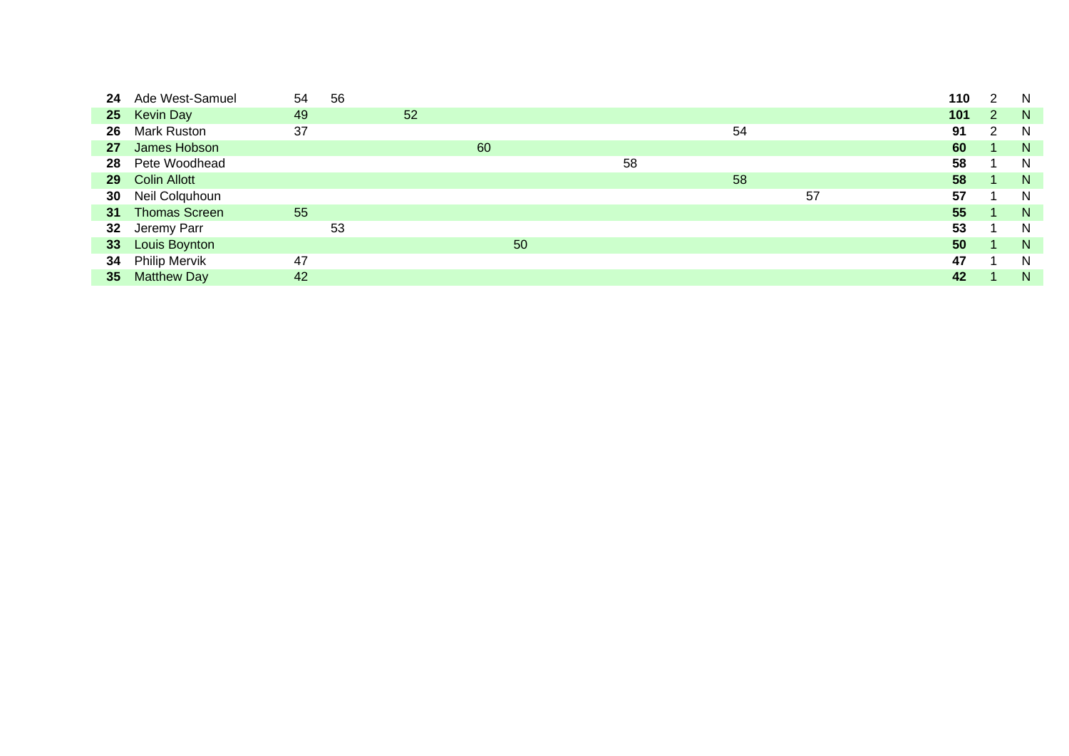| | | | | | | | | | | | | | | | | | | | | | | |
|---|---|---|---|---|---|---|---|---|---|---|---|---|---|---|---|---|---|---|---|---|---|---|
| **24** | Ade West-Samuel | 54 | 56 | | | | | | | | | | | | | | | | | **110** | 2 | N |
| **25** | Kevin Day | 49 | | | 52 | | | | | | | | | | | | | | | **101** | 2 | N |
| **26** | Mark Ruston | 37 | | | | | | | | | | | | 54 | | | | | | **91** | 2 | N |
| **27** | James Hobson | | | | | | 60 | | | | | | | | | | | | | **60** | 1 | N |
| **28** | Pete Woodhead | | | | | | | | | | 58 | | | | | | | | | **58** | 1 | N |
| **29** | Colin Allott | | | | | | | | | | | | | 58 | | | | | | **58** | 1 | N |
| **30** | Neil Colquhoun | | | | | | | | | | | | | | | 57 | | | | **57** | 1 | N |
| **31** | Thomas Screen | 55 | | | | | | | | | | | | | | | | | | **55** | 1 | N |
| **32** | Jeremy Parr | | 53 | | | | | | | | | | | | | | | | | **53** | 1 | N |
| **33** | Louis Boynton | | | | | | | 50 | | | | | | | | | | | | **50** | 1 | N |
| **34** | Philip Mervik | 47 | | | | | | | | | | | | | | | | | | **47** | 1 | N |
| **35** | Matthew Day | 42 | | | | | | | | | | | | | | | | | | **42** | 1 | N |